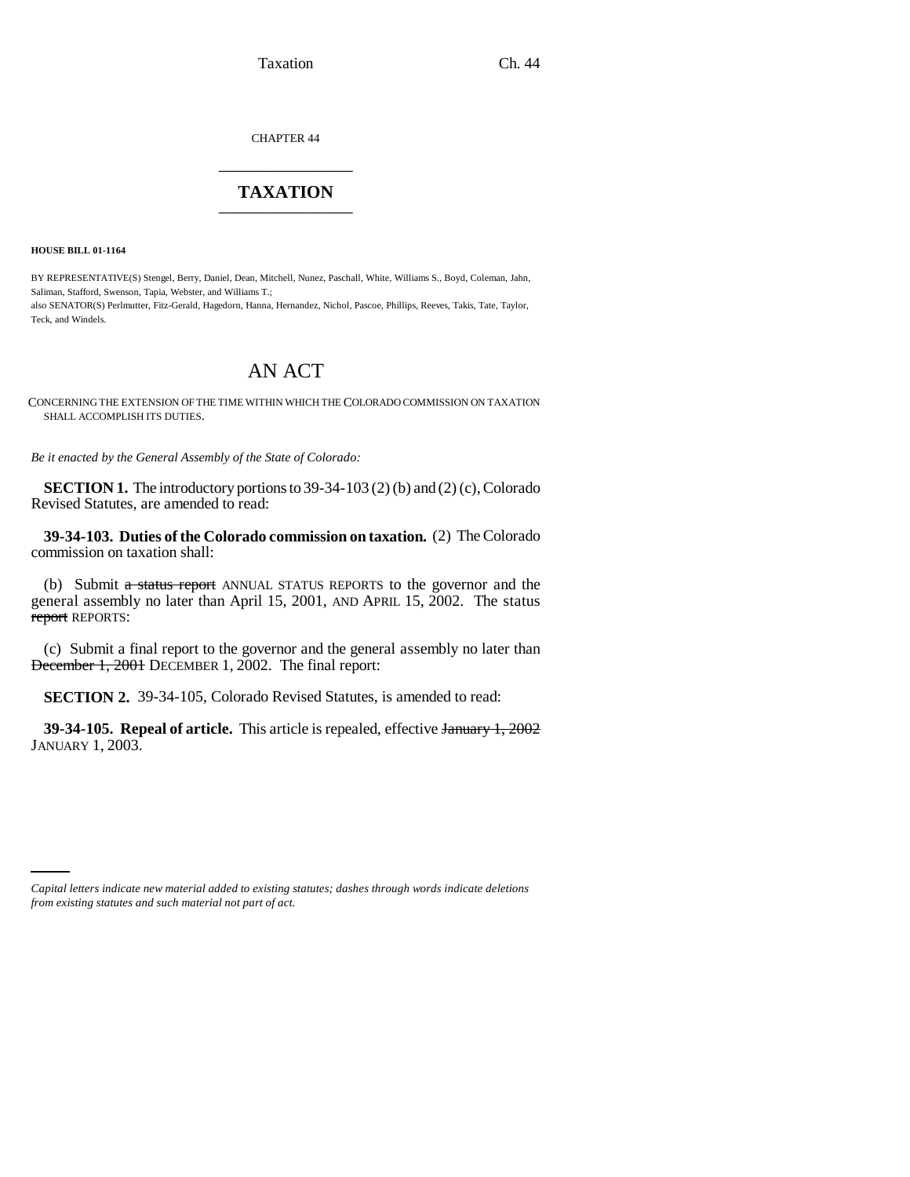CHAPTER 44

# TAXATION

**HOUSE BILL 01-1164**

BY REPRESENTATIVE(S) Stengel, Berry, Daniel, Dean, Mitchell, Nunez, Paschall, White, Williams S., Boyd, Coleman, Jahn, Saliman, Stafford, Swenson, Tapia, Webster, and Williams T.;
also SENATOR(S) Perlmutter, Fitz-Gerald, Hagedorn, Hanna, Hernandez, Nichol, Pascoe, Phillips, Reeves, Takis, Tate, Taylor, Teck, and Windels.

## AN ACT

CONCERNING THE EXTENSION OF THE TIME WITHIN WHICH THE COLORADO COMMISSION ON TAXATION SHALL ACCOMPLISH ITS DUTIES.

*Be it enacted by the General Assembly of the State of Colorado:*

**SECTION 1.** The introductory portions to 39-34-103 (2) (b) and (2) (c), Colorado Revised Statutes, are amended to read:

**39-34-103. Duties of the Colorado commission on taxation.** (2) The Colorado commission on taxation shall:

(b) Submit ~~a status report~~ ANNUAL STATUS REPORTS to the governor and the general assembly no later than April 15, 2001, AND APRIL 15, 2002. The status ~~report~~ REPORTS:

(c) Submit a final report to the governor and the general assembly no later than ~~December 1, 2001~~ DECEMBER 1, 2002. The final report:

**SECTION 2.** 39-34-105, Colorado Revised Statutes, is amended to read:

**39-34-105. Repeal of article.** This article is repealed, effective ~~January 1, 2002~~ JANUARY 1, 2003.

*Capital letters indicate new material added to existing statutes; dashes through words indicate deletions from existing statutes and such material not part of act.*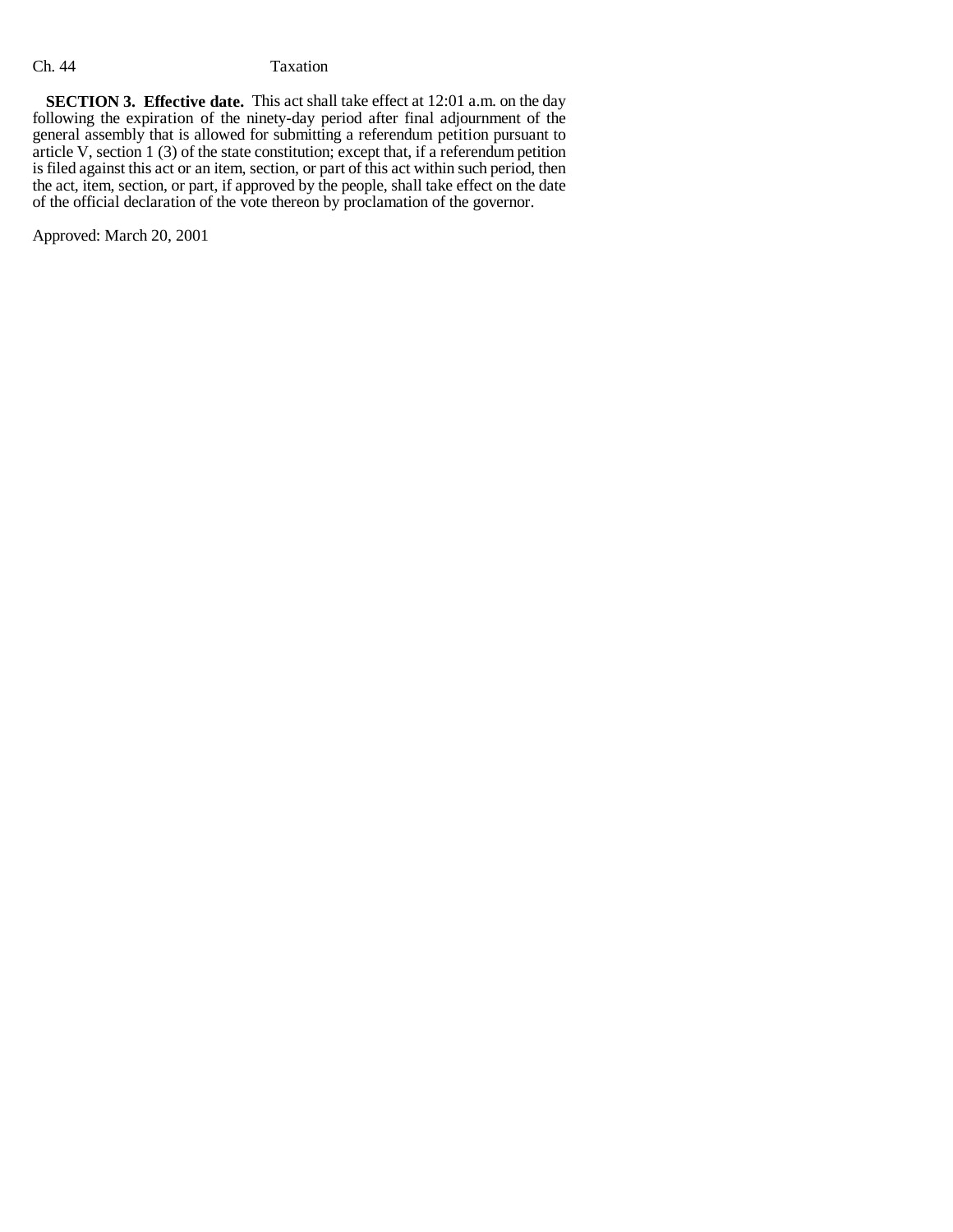**SECTION 3. Effective date.** This act shall take effect at 12:01 a.m. on the day following the expiration of the ninety-day period after final adjournment of the general assembly that is allowed for submitting a referendum petition pursuant to article V, section 1 (3) of the state constitution; except that, if a referendum petition is filed against this act or an item, section, or part of this act within such period, then the act, item, section, or part, if approved by the people, shall take effect on the date of the official declaration of the vote thereon by proclamation of the governor.

Approved: March 20, 2001